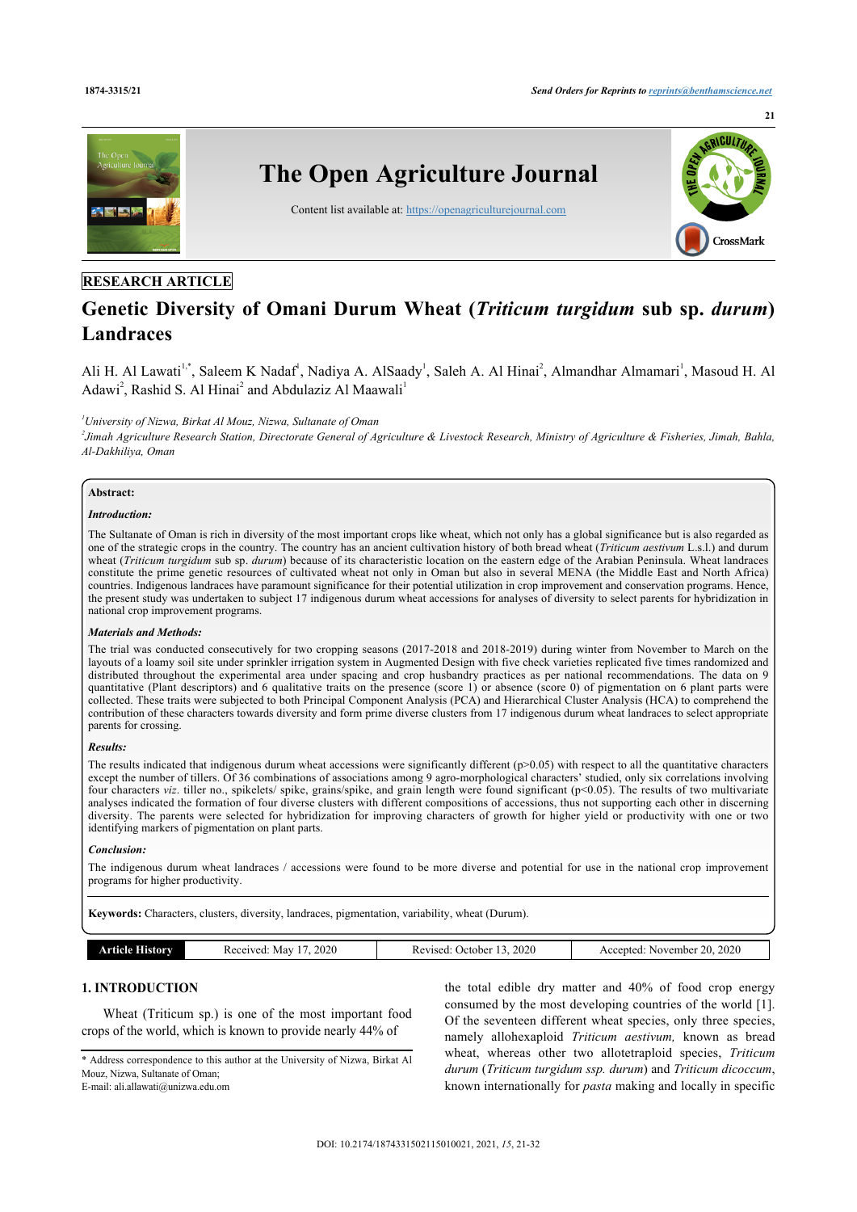RESEARCH ARTICLE

# Genetic Diversity of Omani Durum Wheat (*Triticum turgidum* sub sp. *durum*) Landraces

Ali H. Al Lawati[1,*], Saleem K Nadaf[1], Nadiya A. AlSaady[1], Saleh A. Al Hinai[2], Almandhar Almamari[1], Masoud H. Al Adawi[2], Rashid S. Al Hinai[2] and Abdulaziz Al Maawali[1]

[1]*University of Nizwa, Birkat Al Mouz, Nizwa, Sultanate of Oman*

[2]*Jimah Agriculture Research Station, Directorate General of Agriculture & Livestock Research, Ministry of Agriculture & Fisheries, Jimah, Bahla, Al-Dakhiliya, Oman*

**Abstract:**

***Introduction:***

The Sultanate of Oman is rich in diversity of the most important crops like wheat, which not only has a global significance but is also regarded as one of the strategic crops in the country. The country has an ancient cultivation history of both bread wheat (*Triticum aestivum* L.s.l.) and durum wheat (*Triticum turgidum* sub sp. *durum*) because of its characteristic location on the eastern edge of the Arabian Peninsula. Wheat landraces constitute the prime genetic resources of cultivated wheat not only in Oman but also in several MENA (the Middle East and North Africa) countries. Indigenous landraces have paramount significance for their potential utilization in crop improvement and conservation programs. Hence, the present study was undertaken to subject 17 indigenous durum wheat accessions for analyses of diversity to select parents for hybridization in national crop improvement programs.

***Materials and Methods:***

The trial was conducted consecutively for two cropping seasons (2017-2018 and 2018-2019) during winter from November to March on the layouts of a loamy soil site under sprinkler irrigation system in Augmented Design with five check varieties replicated five times randomized and distributed throughout the experimental area under spacing and crop husbandry practices as per national recommendations. The data on 9 quantitative (Plant descriptors) and 6 qualitative traits on the presence (score 1) or absence (score 0) of pigmentation on 6 plant parts were collected. These traits were subjected to both Principal Component Analysis (PCA) and Hierarchical Cluster Analysis (HCA) to comprehend the contribution of these characters towards diversity and form prime diverse clusters from 17 indigenous durum wheat landraces to select appropriate parents for crossing.

***Results:***

The results indicated that indigenous durum wheat accessions were significantly different ($p>0.05$) with respect to all the quantitative characters except the number of tillers. Of 36 combinations of associations among 9 agro-morphological characters' studied, only six correlations involving four characters *viz*. tiller no., spikelets/ spike, grains/spike, and grain length were found significant ($p<0.05$). The results of two multivariate analyses indicated the formation of four diverse clusters with different compositions of accessions, thus not supporting each other in discerning diversity. The parents were selected for hybridization for improving characters of growth for higher yield or productivity with one or two identifying markers of pigmentation on plant parts.

***Conclusion:***

The indigenous durum wheat landraces / accessions were found to be more diverse and potential for use in the national crop improvement programs for higher productivity.

**Keywords:** Characters, clusters, diversity, landraces, pigmentation, variability, wheat (Durum).

| Article History | Received: May 17, 2020 | Revised: October 13, 2020 | Accepted: November 20, 2020 |
|---|---|---|---|

## 1. INTRODUCTION

Wheat (Triticum sp.) is one of the most important food crops of the world, which is known to provide nearly 44% of the total edible dry matter and 40% of food crop energy consumed by the most developing countries of the world [1]. Of the seventeen different wheat species, only three species, namely allohexaploid *Triticum aestivum,* known as bread wheat, whereas other two allotetraploid species, *Triticum durum* (*Triticum turgidum ssp. durum*) and *Triticum dicoccum*, known internationally for *pasta* making and locally in specific

\* Address correspondence to this author at the University of Nizwa, Birkat Al Mouz, Nizwa, Sultanate of Oman;
E-mail: ali.allawati@unizwa.edu.om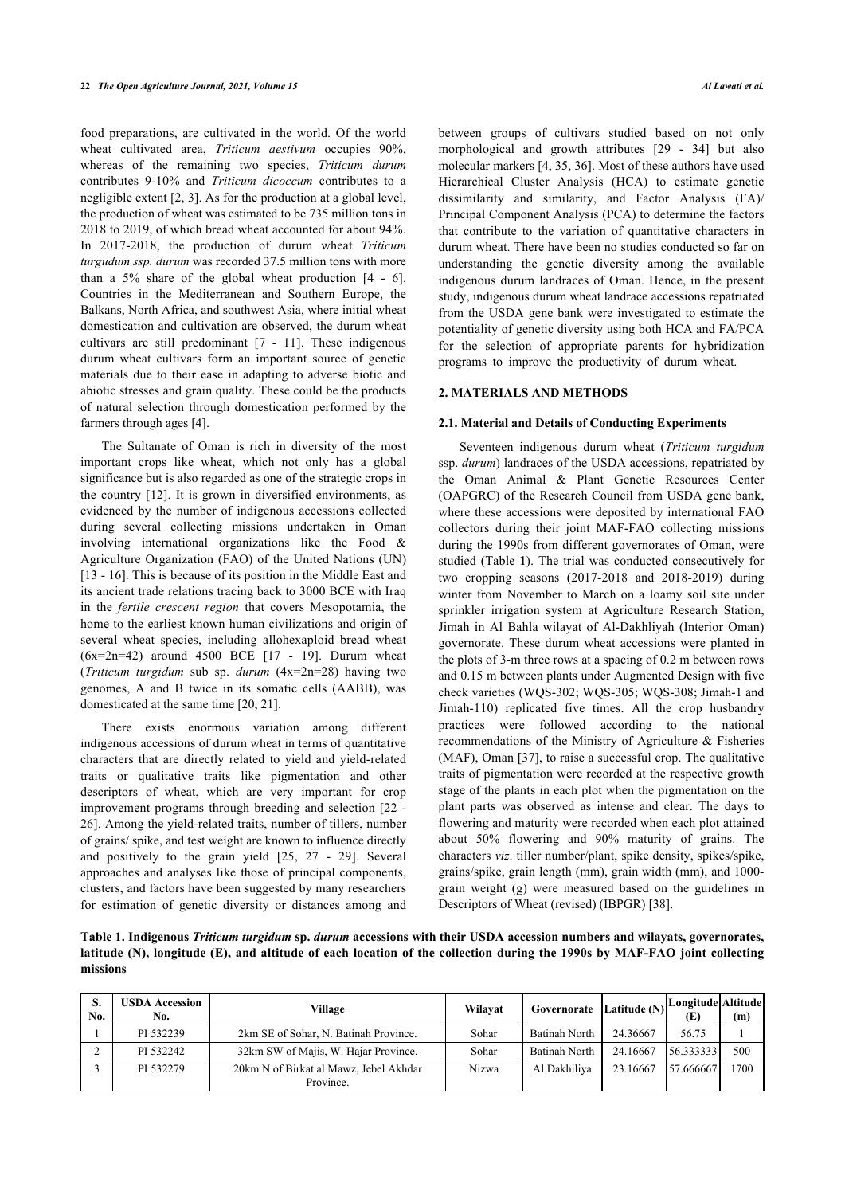food preparations, are cultivated in the world. Of the world wheat cultivated area, *Triticum aestivum* occupies 90%, whereas of the remaining two species, *Triticum durum* contributes 9-10% and *Triticum dicoccum* contributes to a negligible extent [2, 3]. As for the production at a global level, the production of wheat was estimated to be 735 million tons in 2018 to 2019, of which bread wheat accounted for about 94%. In 2017-2018, the production of durum wheat *Triticum turgudum ssp. durum* was recorded 37.5 million tons with more than a 5% share of the global wheat production [4 - 6]. Countries in the Mediterranean and Southern Europe, the Balkans, North Africa, and southwest Asia, where initial wheat domestication and cultivation are observed, the durum wheat cultivars are still predominant [7 - 11]. These indigenous durum wheat cultivars form an important source of genetic materials due to their ease in adapting to adverse biotic and abiotic stresses and grain quality. These could be the products of natural selection through domestication performed by the farmers through ages [4].

The Sultanate of Oman is rich in diversity of the most important crops like wheat, which not only has a global significance but is also regarded as one of the strategic crops in the country [12]. It is grown in diversified environments, as evidenced by the number of indigenous accessions collected during several collecting missions undertaken in Oman involving international organizations like the Food & Agriculture Organization (FAO) of the United Nations (UN) [13 - 16]. This is because of its position in the Middle East and its ancient trade relations tracing back to 3000 BCE with Iraq in the *fertile crescent region* that covers Mesopotamia, the home to the earliest known human civilizations and origin of several wheat species, including allohexaploid bread wheat (6x=2n=42) around 4500 BCE [17 - 19]. Durum wheat (*Triticum turgidum* sub sp. *durum* (4x=2n=28) having two genomes, A and B twice in its somatic cells (AABB), was domesticated at the same time [20, 21].

There exists enormous variation among different indigenous accessions of durum wheat in terms of quantitative characters that are directly related to yield and yield-related traits or qualitative traits like pigmentation and other descriptors of wheat, which are very important for crop improvement programs through breeding and selection [22 - 26]. Among the yield-related traits, number of tillers, number of grains/ spike, and test weight are known to influence directly and positively to the grain yield [25, 27 - 29]. Several approaches and analyses like those of principal components, clusters, and factors have been suggested by many researchers for estimation of genetic diversity or distances among and between groups of cultivars studied based on not only morphological and growth attributes [29 - 34] but also molecular markers [4, 35, 36]. Most of these authors have used Hierarchical Cluster Analysis (HCA) to estimate genetic dissimilarity and similarity, and Factor Analysis (FA)/ Principal Component Analysis (PCA) to determine the factors that contribute to the variation of quantitative characters in durum wheat. There have been no studies conducted so far on understanding the genetic diversity among the available indigenous durum landraces of Oman. Hence, in the present study, indigenous durum wheat landrace accessions repatriated from the USDA gene bank were investigated to estimate the potentiality of genetic diversity using both HCA and FA/PCA for the selection of appropriate parents for hybridization programs to improve the productivity of durum wheat.

## 2. MATERIALS AND METHODS

### 2.1. Material and Details of Conducting Experiments

Seventeen indigenous durum wheat (*Triticum turgidum* ssp. *durum*) landraces of the USDA accessions, repatriated by the Oman Animal & Plant Genetic Resources Center (OAPGRC) of the Research Council from USDA gene bank, where these accessions were deposited by international FAO collectors during their joint MAF-FAO collecting missions during the 1990s from different governorates of Oman, were studied (Table **1**). The trial was conducted consecutively for two cropping seasons (2017-2018 and 2018-2019) during winter from November to March on a loamy soil site under sprinkler irrigation system at Agriculture Research Station, Jimah in Al Bahla wilayat of Al-Dakhliyah (Interior Oman) governorate. These durum wheat accessions were planted in the plots of 3-m three rows at a spacing of 0.2 m between rows and 0.15 m between plants under Augmented Design with five check varieties (WQS-302; WQS-305; WQS-308; Jimah-1 and Jimah-110) replicated five times. All the crop husbandry practices were followed according to the national recommendations of the Ministry of Agriculture & Fisheries (MAF), Oman [37], to raise a successful crop. The qualitative traits of pigmentation were recorded at the respective growth stage of the plants in each plot when the pigmentation on the plant parts was observed as intense and clear. The days to flowering and maturity were recorded when each plot attained about 50% flowering and 90% maturity of grains. The characters *viz*. tiller number/plant, spike density, spikes/spike, grains/spike, grain length (mm), grain width (mm), and 1000-grain weight (g) were measured based on the guidelines in Descriptors of Wheat (revised) (IBPGR) [38].

**Table 1. Indigenous *Triticum turgidum* sp. *durum* accessions with their USDA accession numbers and wilayats, governorates, latitude (N), longitude (E), and altitude of each location of the collection during the 1990s by MAF-FAO joint collecting missions**

| S. No. | USDA Accession No. | Village | Wilayat | Governorate | Latitude (N) | Longitude (E) | Altitude (m) |
|---|---|---|---|---|---|---|---|
| 1 | PI 532239 | 2km SE of Sohar, N. Batinah Province. | Sohar | Batinah North | 24.36667 | 56.75 | 1 |
| 2 | PI 532242 | 32km SW of Majis, W. Hajar Province. | Sohar | Batinah North | 24.16667 | 56.333333 | 500 |
| 3 | PI 532279 | 20km N of Birkat al Mawz, Jebel Akhdar Province. | Nizwa | Al Dakhiliya | 23.16667 | 57.666667 | 1700 |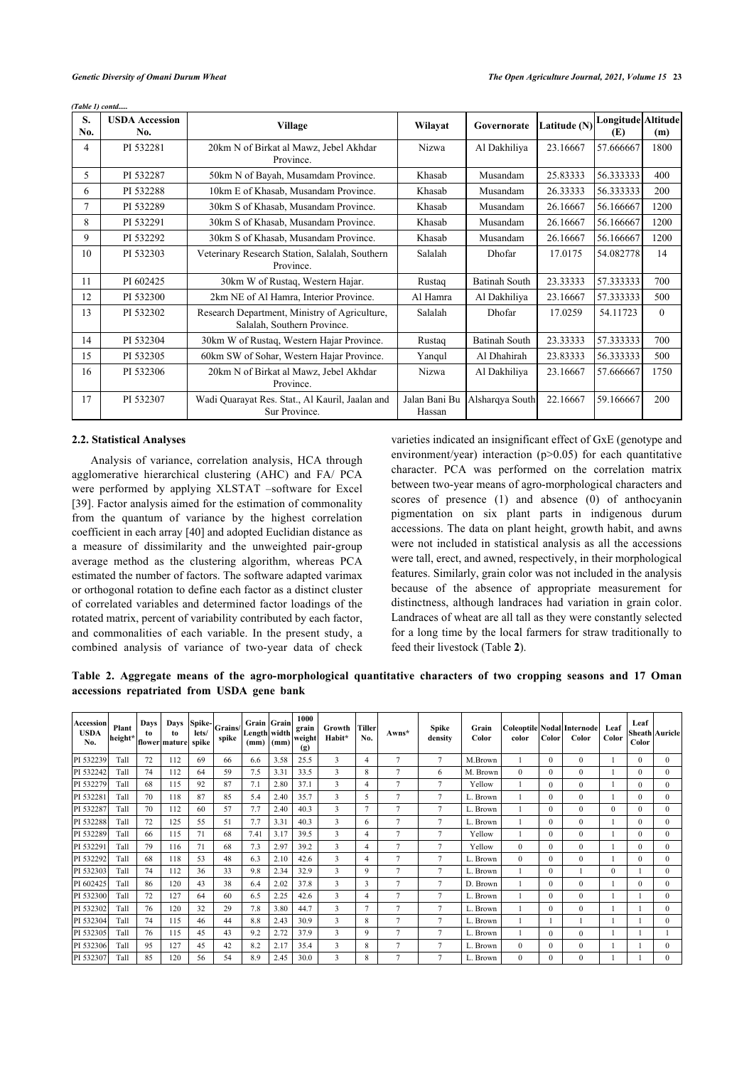*(Table 1) contd.....*

| S. No. | USDA Accession No. | Village | Wilayat | Governorate | Latitude (N) | Longitude (E) | Altitude (m) |
|---|---|---|---|---|---|---|---|
| 4 | PI 532281 | 20km N of Birkat al Mawz, Jebel Akhdar Province. | Nizwa | Al Dakhiliya | 23.16667 | 57.666667 | 1800 |
| 5 | PI 532287 | 50km N of Bayah, Musamdam Province. | Khasab | Musandam | 25.83333 | 56.333333 | 400 |
| 6 | PI 532288 | 10km E of Khasab, Musandam Province. | Khasab | Musandam | 26.33333 | 56.333333 | 200 |
| 7 | PI 532289 | 30km S of Khasab, Musandam Province. | Khasab | Musandam | 26.16667 | 56.166667 | 1200 |
| 8 | PI 532291 | 30km S of Khasab, Musandam Province. | Khasab | Musandam | 26.16667 | 56.166667 | 1200 |
| 9 | PI 532292 | 30km S of Khasab, Musandam Province. | Khasab | Musandam | 26.16667 | 56.166667 | 1200 |
| 10 | PI 532303 | Veterinary Research Station, Salalah, Southern Province. | Salalah | Dhofar | 17.0175 | 54.082778 | 14 |
| 11 | PI 602425 | 30km W of Rustaq, Western Hajar. | Rustaq | Batinah South | 23.33333 | 57.333333 | 700 |
| 12 | PI 532300 | 2km NE of Al Hamra, Interior Province. | Al Hamra | Al Dakhiliya | 23.16667 | 57.333333 | 500 |
| 13 | PI 532302 | Research Department, Ministry of Agriculture, Salalah, Southern Province. | Salalah | Dhofar | 17.0259 | 54.11723 | 0 |
| 14 | PI 532304 | 30km W of Rustaq, Western Hajar Province. | Rustaq | Batinah South | 23.33333 | 57.333333 | 700 |
| 15 | PI 532305 | 60km SW of Sohar, Western Hajar Province. | Yanqul | Al Dhahirah | 23.83333 | 56.333333 | 500 |
| 16 | PI 532306 | 20km N of Birkat al Mawz, Jebel Akhdar Province. | Nizwa | Al Dakhiliya | 23.16667 | 57.666667 | 1750 |
| 17 | PI 532307 | Wadi Quarayat Res. Stat., Al Kauril, Jaalan and Sur Province. | Jalan Bani Bu Hassan | Alsharqya South | 22.16667 | 59.166667 | 200 |

### 2.2. Statistical Analyses

Analysis of variance, correlation analysis, HCA through agglomerative hierarchical clustering (AHC) and FA/ PCA were performed by applying XLSTAT –software for Excel [39]. Factor analysis aimed for the estimation of commonality from the quantum of variance by the highest correlation coefficient in each array [40] and adopted Euclidian distance as a measure of dissimilarity and the unweighted pair-group average method as the clustering algorithm, whereas PCA estimated the number of factors. The software adapted varimax or orthogonal rotation to define each factor as a distinct cluster of correlated variables and determined factor loadings of the rotated matrix, percent of variability contributed by each factor, and commonalities of each variable. In the present study, a combined analysis of variance of two-year data of check varieties indicated an insignificant effect of GxE (genotype and environment/year) interaction ($p>0.05$) for each quantitative character. PCA was performed on the correlation matrix between two-year means of agro-morphological characters and scores of presence (1) and absence (0) of anthocyanin pigmentation on six plant parts in indigenous durum accessions. The data on plant height, growth habit, and awns were not included in statistical analysis as all the accessions were tall, erect, and awned, respectively, in their morphological features. Similarly, grain color was not included in the analysis because of the absence of appropriate measurement for distinctness, although landraces had variation in grain color. Landraces of wheat are all tall as they were constantly selected for a long time by the local farmers for straw traditionally to feed their livestock (Table **2**).

**Table 2. Aggregate means of the agro-morphological quantitative characters of two cropping seasons and 17 Oman accessions repatriated from USDA gene bank**

| Accession USDA No. | Plant height* | Days to flower | Days to mature | Spike-lets/ spike | Grains/ spike | Grain Length (mm) | Grain width (mm) | 1000 grain weight (g) | Growth Habit* | Tiller No. | Awns* | Spike density | Grain Color | Coleoptile color | Nodal Color | Internode Color | Leaf Color | Leaf Sheath Color | Auricle |
|---|---|---|---|---|---|---|---|---|---|---|---|---|---|---|---|---|---|---|---|
| PI 532239 | Tall | 72 | 112 | 69 | 66 | 6.6 | 3.58 | 25.5 | 3 | 4 | 7 | 7 | M.Brown | 1 | 0 | 0 | 1 | 0 | 0 |
| PI 532242 | Tall | 74 | 112 | 64 | 59 | 7.5 | 3.31 | 33.5 | 3 | 8 | 7 | 6 | M. Brown | 0 | 0 | 0 | 1 | 0 | 0 |
| PI 532279 | Tall | 68 | 115 | 92 | 87 | 7.1 | 2.80 | 37.1 | 3 | 4 | 7 | 7 | Yellow | 1 | 0 | 0 | 1 | 0 | 0 |
| PI 532281 | Tall | 70 | 118 | 87 | 85 | 5.4 | 2.40 | 35.7 | 3 | 5 | 7 | 7 | L. Brown | 1 | 0 | 0 | 1 | 0 | 0 |
| PI 532287 | Tall | 70 | 112 | 60 | 57 | 7.7 | 2.40 | 40.3 | 3 | 7 | 7 | 7 | L. Brown | 1 | 0 | 0 | 0 | 0 | 0 |
| PI 532288 | Tall | 72 | 125 | 55 | 51 | 7.7 | 3.31 | 40.3 | 3 | 6 | 7 | 7 | L. Brown | 1 | 0 | 0 | 1 | 0 | 0 |
| PI 532289 | Tall | 66 | 115 | 71 | 68 | 7.41 | 3.17 | 39.5 | 3 | 4 | 7 | 7 | Yellow | 1 | 0 | 0 | 1 | 0 | 0 |
| PI 532291 | Tall | 79 | 116 | 71 | 68 | 7.3 | 2.97 | 39.2 | 3 | 4 | 7 | 7 | Yellow | 0 | 0 | 0 | 1 | 0 | 0 |
| PI 532292 | Tall | 68 | 118 | 53 | 48 | 6.3 | 2.10 | 42.6 | 3 | 4 | 7 | 7 | L. Brown | 0 | 0 | 0 | 1 | 0 | 0 |
| PI 532303 | Tall | 74 | 112 | 36 | 33 | 9.8 | 2.34 | 32.9 | 3 | 9 | 7 | 7 | L. Brown | 1 | 0 | 1 | 0 | 1 | 0 |
| PI 602425 | Tall | 86 | 120 | 43 | 38 | 6.4 | 2.02 | 37.8 | 3 | 3 | 7 | 7 | D. Brown | 1 | 0 | 0 | 1 | 0 | 0 |
| PI 532300 | Tall | 72 | 127 | 64 | 60 | 6.5 | 2.25 | 42.6 | 3 | 4 | 7 | 7 | L. Brown | 1 | 0 | 0 | 1 | 1 | 0 |
| PI 532302 | Tall | 76 | 120 | 32 | 29 | 7.8 | 3.80 | 44.7 | 3 | 7 | 7 | 7 | L. Brown | 1 | 0 | 0 | 1 | 1 | 0 |
| PI 532304 | Tall | 74 | 115 | 46 | 44 | 8.8 | 2.43 | 30.9 | 3 | 8 | 7 | 7 | L. Brown | 1 | 1 | 1 | 1 | 1 | 0 |
| PI 532305 | Tall | 76 | 115 | 45 | 43 | 9.2 | 2.72 | 37.9 | 3 | 9 | 7 | 7 | L. Brown | 1 | 0 | 0 | 1 | 1 | 1 |
| PI 532306 | Tall | 95 | 127 | 45 | 42 | 8.2 | 2.17 | 35.4 | 3 | 8 | 7 | 7 | L. Brown | 0 | 0 | 0 | 1 | 1 | 0 |
| PI 532307 | Tall | 85 | 120 | 56 | 54 | 8.9 | 2.45 | 30.0 | 3 | 8 | 7 | 7 | L. Brown | 0 | 0 | 0 | 1 | 1 | 0 |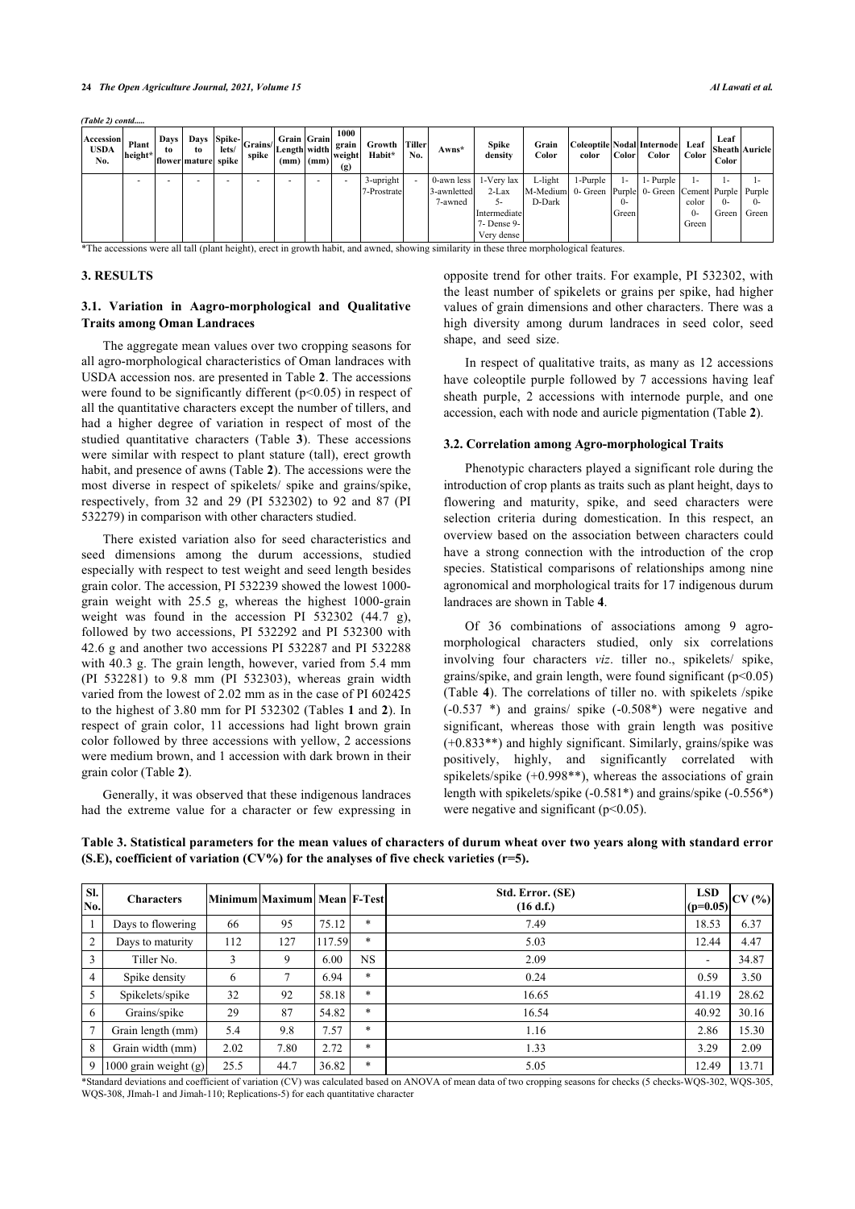*(Table 2) contd.....*

| Accession USDA No. | Plant height* | Days to flower | Days to mature | Spike-lets/ spike | Grains/ spike | Grain Length (mm) | Grain width (mm) | 1000 grain weight (g) | Growth Habit* | Tiller No. | Awns* | Spike density | Grain Color | Coleoptile color | Nodal Color | Internode Color | Leaf Color | Leaf Sheath Color | Auricle |
|---|---|---|---|---|---|---|---|---|---|---|---|---|---|---|---|---|---|---|---|
| | - | - | - | - | - | - | - | - | 3-upright 7-Prostrate | - | 0-awn less 3-awnletted 7-awned | 1-Very lax 2-Lax 5-Intermediate 7- Dense 9-Very dense | L-light M-Medium D-Dark | 1-Purple 0- Green | 1-Purple 0-Green | 1- Purple 0- Green | 1-Cement color 0-Green | 1-Purple 0-Green | 1-Purple 0-Green |

*The accessions were all tall (plant height), erect in growth habit, and awned, showing similarity in these three morphological features.

## 3. RESULTS

### 3.1. Variation in Aagro-morphological and Qualitative Traits among Oman Landraces

The aggregate mean values over two cropping seasons for all agro-morphological characteristics of Oman landraces with USDA accession nos. are presented in Table **2**. The accessions were found to be significantly different ($p<0.05$) in respect of all the quantitative characters except the number of tillers, and had a higher degree of variation in respect of most of the studied quantitative characters (Table **3**). These accessions were similar with respect to plant stature (tall), erect growth habit, and presence of awns (Table **2**). The accessions were the most diverse in respect of spikelets/ spike and grains/spike, respectively, from 32 and 29 (PI 532302) to 92 and 87 (PI 532279) in comparison with other characters studied.

There existed variation also for seed characteristics and seed dimensions among the durum accessions, studied especially with respect to test weight and seed length besides grain color. The accession, PI 532239 showed the lowest 1000-grain weight with 25.5 g, whereas the highest 1000-grain weight was found in the accession PI 532302 (44.7 g), followed by two accessions, PI 532292 and PI 532300 with 42.6 g and another two accessions PI 532287 and PI 532288 with 40.3 g. The grain length, however, varied from 5.4 mm (PI 532281) to 9.8 mm (PI 532303), whereas grain width varied from the lowest of 2.02 mm as in the case of PI 602425 to the highest of 3.80 mm for PI 532302 (Tables **1** and **2**). In respect of grain color, 11 accessions had light brown grain color followed by three accessions with yellow, 2 accessions were medium brown, and 1 accession with dark brown in their grain color (Table **2**).

Generally, it was observed that these indigenous landraces had the extreme value for a character or few expressing in opposite trend for other traits. For example, PI 532302, with the least number of spikelets or grains per spike, had higher values of grain dimensions and other characters. There was a high diversity among durum landraces in seed color, seed shape, and seed size.

In respect of qualitative traits, as many as 12 accessions have coleoptile purple followed by 7 accessions having leaf sheath purple, 2 accessions with internode purple, and one accession, each with node and auricle pigmentation (Table **2**).

### 3.2. Correlation among Agro-morphological Traits

Phenotypic characters played a significant role during the introduction of crop plants as traits such as plant height, days to flowering and maturity, spike, and seed characters were selection criteria during domestication. In this respect, an overview based on the association between characters could have a strong connection with the introduction of the crop species. Statistical comparisons of relationships among nine agronomical and morphological traits for 17 indigenous durum landraces are shown in Table **4**.

Of 36 combinations of associations among 9 agro-morphological characters studied, only six correlations involving four characters *viz*. tiller no., spikelets/ spike, grains/spike, and grain length, were found significant ($p<0.05$) (Table **4**). The correlations of tiller no. with spikelets /spike (-0.537 *) and grains/ spike (-0.508*) were negative and significant, whereas those with grain length was positive (+0.833**) and highly significant. Similarly, grains/spike was positively, highly, and significantly correlated with spikelets/spike (+0.998**), whereas the associations of grain length with spikelets/spike (-0.581*) and grains/spike (-0.556*) were negative and significant ($p<0.05$).

**Table 3. Statistical parameters for the mean values of characters of durum wheat over two years along with standard error (S.E), coefficient of variation (CV%) for the analyses of five check varieties (r=5).**

| Sl. No. | Characters | Minimum | Maximum | Mean | F-Test | Std. Error. (SE) (16 d.f.) | LSD (p=0.05) | CV (%) |
|---|---|---|---|---|---|---|---|---|
| 1 | Days to flowering | 66 | 95 | 75.12 | * | 7.49 | 18.53 | 6.37 |
| 2 | Days to maturity | 112 | 127 | 117.59 | * | 5.03 | 12.44 | 4.47 |
| 3 | Tiller No. | 3 | 9 | 6.00 | NS | 2.09 | - | 34.87 |
| 4 | Spike density | 6 | 7 | 6.94 | * | 0.24 | 0.59 | 3.50 |
| 5 | Spikelets/spike | 32 | 92 | 58.18 | * | 16.65 | 41.19 | 28.62 |
| 6 | Grains/spike | 29 | 87 | 54.82 | * | 16.54 | 40.92 | 30.16 |
| 7 | Grain length (mm) | 5.4 | 9.8 | 7.57 | * | 1.16 | 2.86 | 15.30 |
| 8 | Grain width (mm) | 2.02 | 7.80 | 2.72 | * | 1.33 | 3.29 | 2.09 |
| 9 | 1000 grain weight (g) | 25.5 | 44.7 | 36.82 | * | 5.05 | 12.49 | 13.71 |

*Standard deviations and coefficient of variation (CV) was calculated based on ANOVA of mean data of two cropping seasons for checks (5 checks-WQS-302, WQS-305, WQS-308, JImah-1 and Jimah-110; Replications-5) for each quantitative character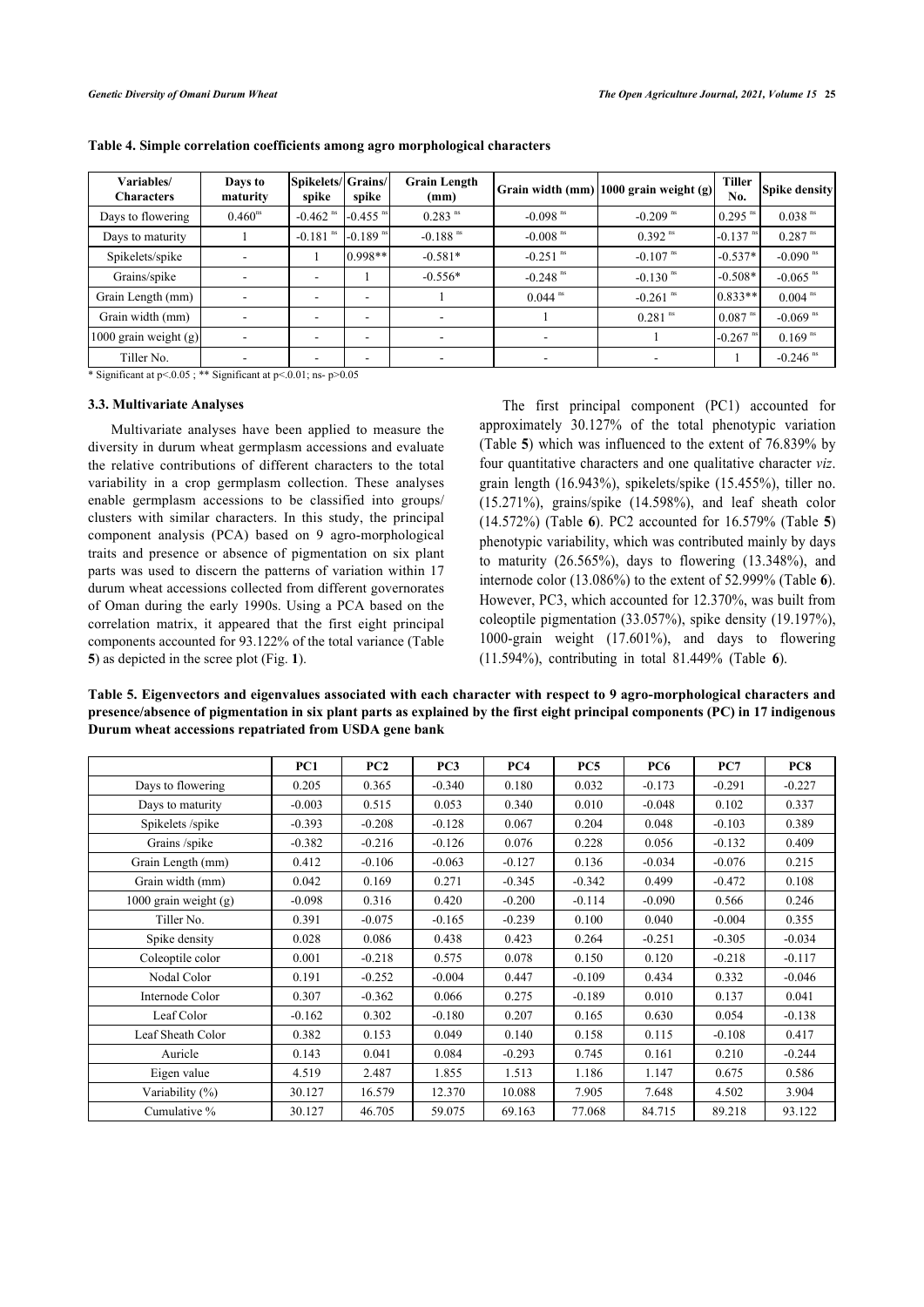**Table 4. Simple correlation coefficients among agro morphological characters**

| Variables/ Characters | Days to maturity | Spikelets/ spike | Grains/ spike | Grain Length (mm) | Grain width (mm) | 1000 grain weight (g) | Tiller No. | Spike density |
|---|---|---|---|---|---|---|---|---|
| Days to flowering | $0.460^{ns}$ | $-0.462^{ns}$ | $-0.455^{ns}$ | $0.283^{ns}$ | $-0.098^{ns}$ | $-0.209^{ns}$ | $0.295^{ns}$ | $0.038^{ns}$ |
| Days to maturity | 1 | $-0.181^{ns}$ | $-0.189^{ns}$ | $-0.188^{ns}$ | $-0.008^{ns}$ | $0.392^{ns}$ | $-0.137^{ns}$ | $0.287^{ns}$ |
| Spikelets/spike | - | 1 | 0.998** | -0.581* | $-0.251^{ns}$ | $-0.107^{ns}$ | -0.537* | $-0.090^{ns}$ |
| Grains/spike | - | - | 1 | -0.556* | $-0.248^{ns}$ | $-0.130^{ns}$ | -0.508* | $-0.065^{ns}$ |
| Grain Length (mm) | - | - | - | 1 | $0.044^{ns}$ | $-0.261^{ns}$ | 0.833** | $0.004^{ns}$ |
| Grain width (mm) | - | - | - | - | 1 | $0.281^{ns}$ | $0.087^{ns}$ | $-0.069^{ns}$ |
| 1000 grain weight (g) | - | - | - | - | - | 1 | $-0.267^{ns}$ | $0.169^{ns}$ |
| Tiller No. | - | - | - | - | - | - | 1 | $-0.246^{ns}$ |

* Significant at $p<.0.05$ ; ** Significant at $p<.0.01$; ns- $p>0.05$

### 3.3. Multivariate Analyses

Multivariate analyses have been applied to measure the diversity in durum wheat germplasm accessions and evaluate the relative contributions of different characters to the total variability in a crop germplasm collection. These analyses enable germplasm accessions to be classified into groups/ clusters with similar characters. In this study, the principal component analysis (PCA) based on 9 agro-morphological traits and presence or absence of pigmentation on six plant parts was used to discern the patterns of variation within 17 durum wheat accessions collected from different governorates of Oman during the early 1990s. Using a PCA based on the correlation matrix, it appeared that the first eight principal components accounted for 93.122% of the total variance (Table **5**) as depicted in the scree plot (Fig. **1**).

The first principal component (PC1) accounted for approximately 30.127% of the total phenotypic variation (Table **5**) which was influenced to the extent of 76.839% by four quantitative characters and one qualitative character *viz*. grain length (16.943%), spikelets/spike (15.455%), tiller no. (15.271%), grains/spike (14.598%), and leaf sheath color (14.572%) (Table **6**). PC2 accounted for 16.579% (Table **5**) phenotypic variability, which was contributed mainly by days to maturity (26.565%), days to flowering (13.348%), and internode color (13.086%) to the extent of 52.999% (Table **6**). However, PC3, which accounted for 12.370%, was built from coleoptile pigmentation (33.057%), spike density (19.197%), 1000-grain weight (17.601%), and days to flowering (11.594%), contributing in total 81.449% (Table **6**).

**Table 5. Eigenvectors and eigenvalues associated with each character with respect to 9 agro-morphological characters and presence/absence of pigmentation in six plant parts as explained by the first eight principal components (PC) in 17 indigenous Durum wheat accessions repatriated from USDA gene bank**

| | PC1 | PC2 | PC3 | PC4 | PC5 | PC6 | PC7 | PC8 |
|---|---|---|---|---|---|---|---|---|
| Days to flowering | 0.205 | 0.365 | -0.340 | 0.180 | 0.032 | -0.173 | -0.291 | -0.227 |
| Days to maturity | -0.003 | 0.515 | 0.053 | 0.340 | 0.010 | -0.048 | 0.102 | 0.337 |
| Spikelets /spike | -0.393 | -0.208 | -0.128 | 0.067 | 0.204 | 0.048 | -0.103 | 0.389 |
| Grains /spike | -0.382 | -0.216 | -0.126 | 0.076 | 0.228 | 0.056 | -0.132 | 0.409 |
| Grain Length (mm) | 0.412 | -0.106 | -0.063 | -0.127 | 0.136 | -0.034 | -0.076 | 0.215 |
| Grain width (mm) | 0.042 | 0.169 | 0.271 | -0.345 | -0.342 | 0.499 | -0.472 | 0.108 |
| 1000 grain weight (g) | -0.098 | 0.316 | 0.420 | -0.200 | -0.114 | -0.090 | 0.566 | 0.246 |
| Tiller No. | 0.391 | -0.075 | -0.165 | -0.239 | 0.100 | 0.040 | -0.004 | 0.355 |
| Spike density | 0.028 | 0.086 | 0.438 | 0.423 | 0.264 | -0.251 | -0.305 | -0.034 |
| Coleoptile color | 0.001 | -0.218 | 0.575 | 0.078 | 0.150 | 0.120 | -0.218 | -0.117 |
| Nodal Color | 0.191 | -0.252 | -0.004 | 0.447 | -0.109 | 0.434 | 0.332 | -0.046 |
| Internode Color | 0.307 | -0.362 | 0.066 | 0.275 | -0.189 | 0.010 | 0.137 | 0.041 |
| Leaf Color | -0.162 | 0.302 | -0.180 | 0.207 | 0.165 | 0.630 | 0.054 | -0.138 |
| Leaf Sheath Color | 0.382 | 0.153 | 0.049 | 0.140 | 0.158 | 0.115 | -0.108 | 0.417 |
| Auricle | 0.143 | 0.041 | 0.084 | -0.293 | 0.745 | 0.161 | 0.210 | -0.244 |
| Eigen value | 4.519 | 2.487 | 1.855 | 1.513 | 1.186 | 1.147 | 0.675 | 0.586 |
| Variability (%) | 30.127 | 16.579 | 12.370 | 10.088 | 7.905 | 7.648 | 4.502 | 3.904 |
| Cumulative % | 30.127 | 46.705 | 59.075 | 69.163 | 77.068 | 84.715 | 89.218 | 93.122 |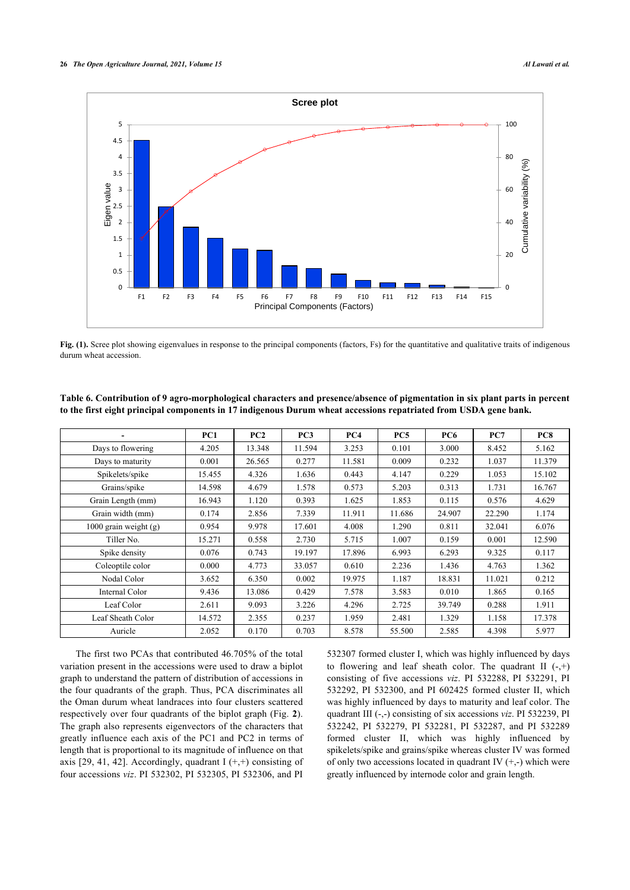**Fig. (1).** Scree plot showing eigenvalues in response to the principal components (factors, Fs) for the quantitative and qualitative traits of indigenous durum wheat accession.

**Table 6. Contribution of 9 agro-morphological characters and presence/absence of pigmentation in six plant parts in percent to the first eight principal components in 17 indigenous Durum wheat accessions repatriated from USDA gene bank.**

| - | PC1 | PC2 | PC3 | PC4 | PC5 | PC6 | PC7 | PC8 |
|---|---|---|---|---|---|---|---|---|
| Days to flowering | 4.205 | 13.348 | 11.594 | 3.253 | 0.101 | 3.000 | 8.452 | 5.162 |
| Days to maturity | 0.001 | 26.565 | 0.277 | 11.581 | 0.009 | 0.232 | 1.037 | 11.379 |
| Spikelets/spike | 15.455 | 4.326 | 1.636 | 0.443 | 4.147 | 0.229 | 1.053 | 15.102 |
| Grains/spike | 14.598 | 4.679 | 1.578 | 0.573 | 5.203 | 0.313 | 1.731 | 16.767 |
| Grain Length (mm) | 16.943 | 1.120 | 0.393 | 1.625 | 1.853 | 0.115 | 0.576 | 4.629 |
| Grain width (mm) | 0.174 | 2.856 | 7.339 | 11.911 | 11.686 | 24.907 | 22.290 | 1.174 |
| 1000 grain weight (g) | 0.954 | 9.978 | 17.601 | 4.008 | 1.290 | 0.811 | 32.041 | 6.076 |
| Tiller No. | 15.271 | 0.558 | 2.730 | 5.715 | 1.007 | 0.159 | 0.001 | 12.590 |
| Spike density | 0.076 | 0.743 | 19.197 | 17.896 | 6.993 | 6.293 | 9.325 | 0.117 |
| Coleoptile color | 0.000 | 4.773 | 33.057 | 0.610 | 2.236 | 1.436 | 4.763 | 1.362 |
| Nodal Color | 3.652 | 6.350 | 0.002 | 19.975 | 1.187 | 18.831 | 11.021 | 0.212 |
| Internal Color | 9.436 | 13.086 | 0.429 | 7.578 | 3.583 | 0.010 | 1.865 | 0.165 |
| Leaf Color | 2.611 | 9.093 | 3.226 | 4.296 | 2.725 | 39.749 | 0.288 | 1.911 |
| Leaf Sheath Color | 14.572 | 2.355 | 0.237 | 1.959 | 2.481 | 1.329 | 1.158 | 17.378 |
| Auricle | 2.052 | 0.170 | 0.703 | 8.578 | 55.500 | 2.585 | 4.398 | 5.977 |

The first two PCAs that contributed 46.705% of the total variation present in the accessions were used to draw a biplot graph to understand the pattern of distribution of accessions in the four quadrants of the graph. Thus, PCA discriminates all the Oman durum wheat landraces into four clusters scattered respectively over four quadrants of the biplot graph (Fig. **2**). The graph also represents eigenvectors of the characters that greatly influence each axis of the PC1 and PC2 in terms of length that is proportional to its magnitude of influence on that axis [29, 41, 42]. Accordingly, quadrant I (+,+) consisting of four accessions *viz*. PI 532302, PI 532305, PI 532306, and PI 532307 formed cluster I, which was highly influenced by days to flowering and leaf sheath color. The quadrant II (-,+) consisting of five accessions *viz*. PI 532288, PI 532291, PI 532292, PI 532300, and PI 602425 formed cluster II, which was highly influenced by days to maturity and leaf color. The quadrant III (-,-) consisting of six accessions *viz*. PI 532239, PI 532242, PI 532279, PI 532281, PI 532287, and PI 532289 formed cluster II, which was highly influenced by spikelets/spike and grains/spike whereas cluster IV was formed of only two accessions located in quadrant IV (+,-) which were greatly influenced by internode color and grain length.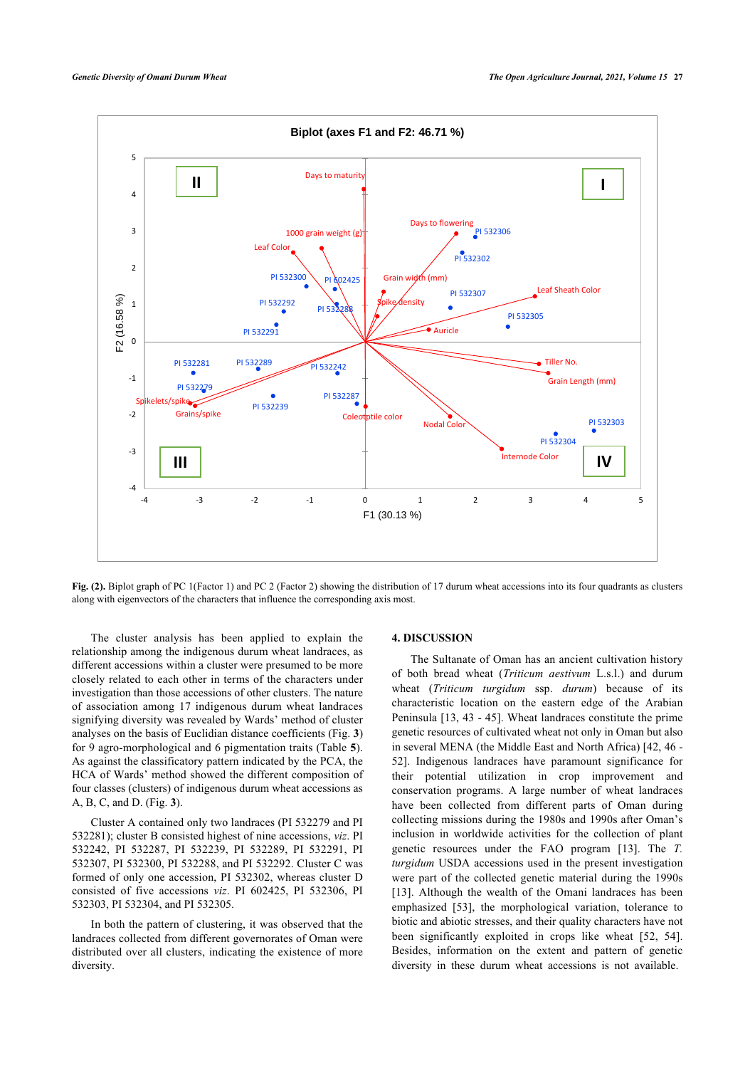**Fig. (2).** Biplot graph of PC 1(Factor 1) and PC 2 (Factor 2) showing the distribution of 17 durum wheat accessions into its four quadrants as clusters along with eigenvectors of the characters that influence the corresponding axis most.

The cluster analysis has been applied to explain the relationship among the indigenous durum wheat landraces, as different accessions within a cluster were presumed to be more closely related to each other in terms of the characters under investigation than those accessions of other clusters. The nature of association among 17 indigenous durum wheat landraces signifying diversity was revealed by Wards' method of cluster analyses on the basis of Euclidian distance coefficients (Fig. **3**) for 9 agro-morphological and 6 pigmentation traits (Table **5**). As against the classificatory pattern indicated by the PCA, the HCA of Wards' method showed the different composition of four classes (clusters) of indigenous durum wheat accessions as A, B, C, and D. (Fig. **3**).

Cluster A contained only two landraces (PI 532279 and PI 532281); cluster B consisted highest of nine accessions, *viz*. PI 532242, PI 532287, PI 532239, PI 532289, PI 532291, PI 532307, PI 532300, PI 532288, and PI 532292. Cluster C was formed of only one accession, PI 532302, whereas cluster D consisted of five accessions *viz*. PI 602425, PI 532306, PI 532303, PI 532304, and PI 532305.

In both the pattern of clustering, it was observed that the landraces collected from different governorates of Oman were distributed over all clusters, indicating the existence of more diversity.

## 4. DISCUSSION

The Sultanate of Oman has an ancient cultivation history of both bread wheat (*Triticum aestivum* L.s.l.) and durum wheat (*Triticum turgidum* ssp. *durum*) because of its characteristic location on the eastern edge of the Arabian Peninsula [13, 43 - 45]. Wheat landraces constitute the prime genetic resources of cultivated wheat not only in Oman but also in several MENA (the Middle East and North Africa) [42, 46 - 52]. Indigenous landraces have paramount significance for their potential utilization in crop improvement and conservation programs. A large number of wheat landraces have been collected from different parts of Oman during collecting missions during the 1980s and 1990s after Oman's inclusion in worldwide activities for the collection of plant genetic resources under the FAO program [13]. The *T. turgidum* USDA accessions used in the present investigation were part of the collected genetic material during the 1990s [13]. Although the wealth of the Omani landraces has been emphasized [53], the morphological variation, tolerance to biotic and abiotic stresses, and their quality characters have not been significantly exploited in crops like wheat [52, 54]. Besides, information on the extent and pattern of genetic diversity in these durum wheat accessions is not available.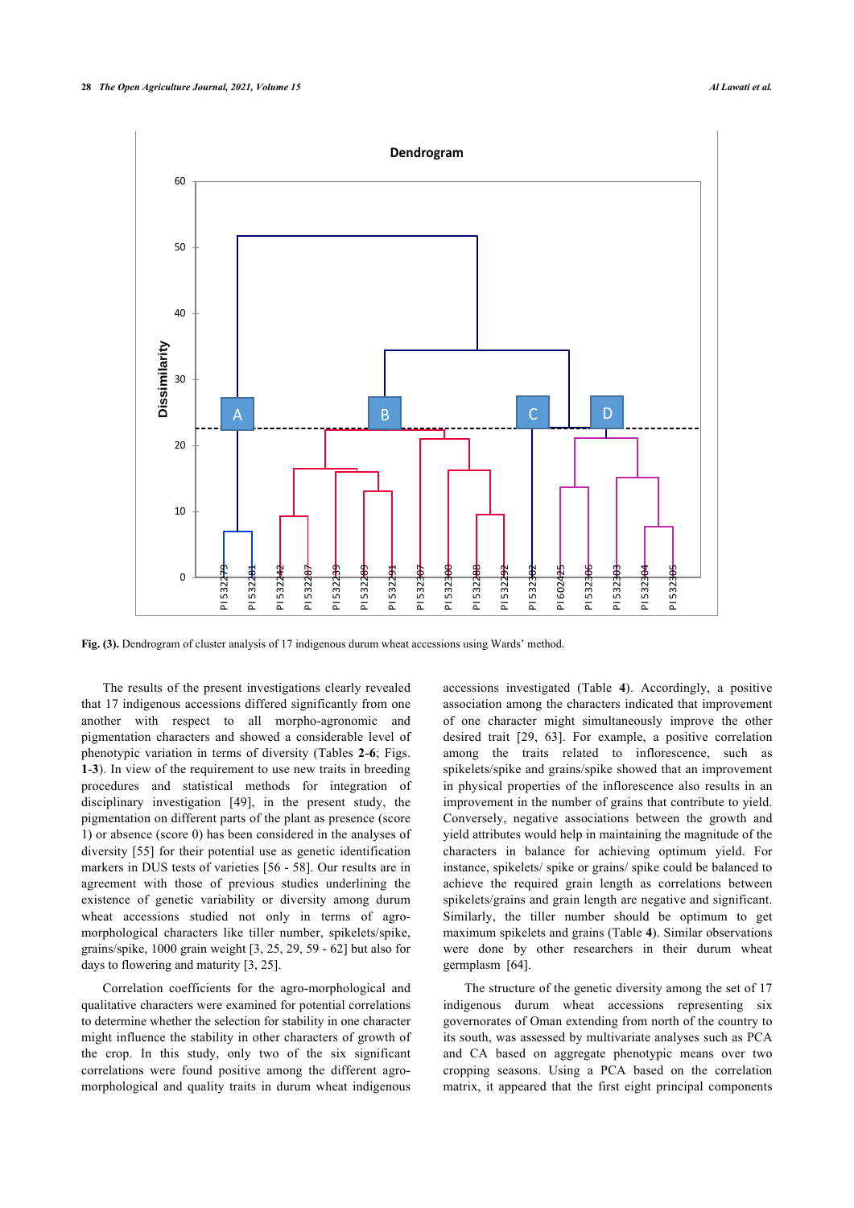**Fig. (3).** Dendrogram of cluster analysis of 17 indigenous durum wheat accessions using Wards' method.

The results of the present investigations clearly revealed that 17 indigenous accessions differed significantly from one another with respect to all morpho-agronomic and pigmentation characters and showed a considerable level of phenotypic variation in terms of diversity (Tables **2**-**6**; Figs. **1**-**3**). In view of the requirement to use new traits in breeding procedures and statistical methods for integration of disciplinary investigation [49], in the present study, the pigmentation on different parts of the plant as presence (score 1) or absence (score 0) has been considered in the analyses of diversity [55] for their potential use as genetic identification markers in DUS tests of varieties [56 - 58]. Our results are in agreement with those of previous studies underlining the existence of genetic variability or diversity among durum wheat accessions studied not only in terms of agro-morphological characters like tiller number, spikelets/spike, grains/spike, 1000 grain weight [3, 25, 29, 59 - 62] but also for days to flowering and maturity [3, 25].

Correlation coefficients for the agro-morphological and qualitative characters were examined for potential correlations to determine whether the selection for stability in one character might influence the stability in other characters of growth of the crop. In this study, only two of the six significant correlations were found positive among the different agro-morphological and quality traits in durum wheat indigenous accessions investigated (Table **4**). Accordingly, a positive association among the characters indicated that improvement of one character might simultaneously improve the other desired trait [29, 63]. For example, a positive correlation among the traits related to inflorescence, such as spikelets/spike and grains/spike showed that an improvement in physical properties of the inflorescence also results in an improvement in the number of grains that contribute to yield. Conversely, negative associations between the growth and yield attributes would help in maintaining the magnitude of the characters in balance for achieving optimum yield. For instance, spikelets/ spike or grains/ spike could be balanced to achieve the required grain length as correlations between spikelets/grains and grain length are negative and significant. Similarly, the tiller number should be optimum to get maximum spikelets and grains (Table **4**). Similar observations were done by other researchers in their durum wheat germplasm [64].

The structure of the genetic diversity among the set of 17 indigenous durum wheat accessions representing six governorates of Oman extending from north of the country to its south, was assessed by multivariate analyses such as PCA and CA based on aggregate phenotypic means over two cropping seasons. Using a PCA based on the correlation matrix, it appeared that the first eight principal components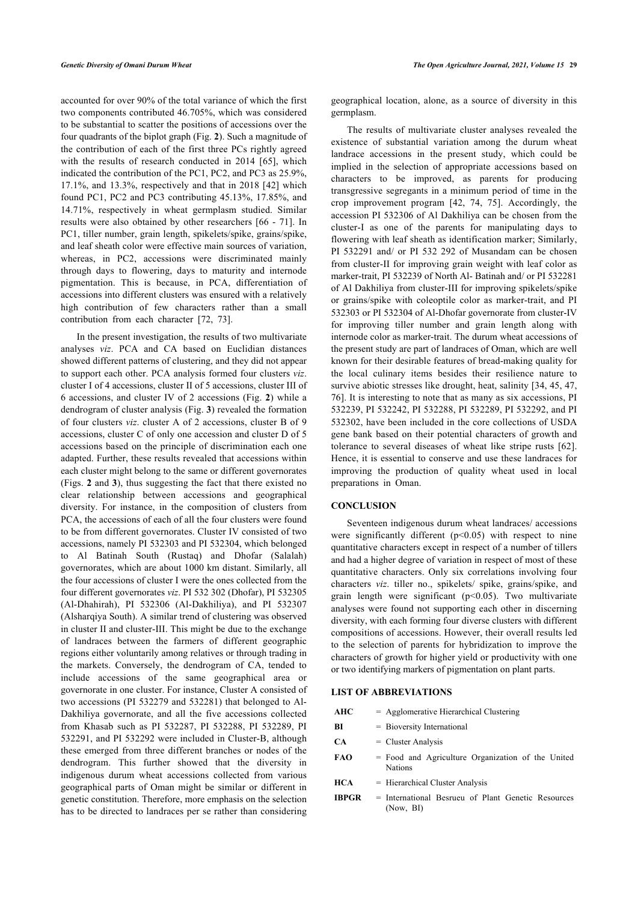accounted for over 90% of the total variance of which the first two components contributed 46.705%, which was considered to be substantial to scatter the positions of accessions over the four quadrants of the biplot graph (Fig. **2**). Such a magnitude of the contribution of each of the first three PCs rightly agreed with the results of research conducted in 2014 [65], which indicated the contribution of the PC1, PC2, and PC3 as 25.9%, 17.1%, and 13.3%, respectively and that in 2018 [42] which found PC1, PC2 and PC3 contributing 45.13%, 17.85%, and 14.71%, respectively in wheat germplasm studied. Similar results were also obtained by other researchers [66 - 71]. In PC1, tiller number, grain length, spikelets/spike, grains/spike, and leaf sheath color were effective main sources of variation, whereas, in PC2, accessions were discriminated mainly through days to flowering, days to maturity and internode pigmentation. This is because, in PCA, differentiation of accessions into different clusters was ensured with a relatively high contribution of few characters rather than a small contribution from each character [72, 73].

In the present investigation, the results of two multivariate analyses *viz*. PCA and CA based on Euclidian distances showed different patterns of clustering, and they did not appear to support each other. PCA analysis formed four clusters *viz*. cluster I of 4 accessions, cluster II of 5 accessions, cluster III of 6 accessions, and cluster IV of 2 accessions (Fig. **2**) while a dendrogram of cluster analysis (Fig. **3**) revealed the formation of four clusters *viz*. cluster A of 2 accessions, cluster B of 9 accessions, cluster C of only one accession and cluster D of 5 accessions based on the principle of discrimination each one adapted. Further, these results revealed that accessions within each cluster might belong to the same or different governorates (Figs. **2** and **3**), thus suggesting the fact that there existed no clear relationship between accessions and geographical diversity. For instance, in the composition of clusters from PCA, the accessions of each of all the four clusters were found to be from different governorates. Cluster IV consisted of two accessions, namely PI 532303 and PI 532304, which belonged to Al Batinah South (Rustaq) and Dhofar (Salalah) governorates, which are about 1000 km distant. Similarly, all the four accessions of cluster I were the ones collected from the four different governorates *viz*. PI 532 302 (Dhofar), PI 532305 (Al-Dhahirah), PI 532306 (Al-Dakhiliya), and PI 532307 (Alsharqiya South). A similar trend of clustering was observed in cluster II and cluster-III. This might be due to the exchange of landraces between the farmers of different geographic regions either voluntarily among relatives or through trading in the markets. Conversely, the dendrogram of CA, tended to include accessions of the same geographical area or governorate in one cluster. For instance, Cluster A consisted of two accessions (PI 532279 and 532281) that belonged to Al-Dakhiliya governorate, and all the five accessions collected from Khasab such as PI 532287, PI 532288, PI 532289, PI 532291, and PI 532292 were included in Cluster-B, although these emerged from three different branches or nodes of the dendrogram. This further showed that the diversity in indigenous durum wheat accessions collected from various geographical parts of Oman might be similar or different in genetic constitution. Therefore, more emphasis on the selection has to be directed to landraces per se rather than considering geographical location, alone, as a source of diversity in this germplasm.

The results of multivariate cluster analyses revealed the existence of substantial variation among the durum wheat landrace accessions in the present study, which could be implied in the selection of appropriate accessions based on characters to be improved, as parents for producing transgressive segregants in a minimum period of time in the crop improvement program [42, 74, 75]. Accordingly, the accession PI 532306 of Al Dakhiliya can be chosen from the cluster-I as one of the parents for manipulating days to flowering with leaf sheath as identification marker; Similarly, PI 532291 and/ or PI 532 292 of Musandam can be chosen from cluster-II for improving grain weight with leaf color as marker-trait, PI 532239 of North Al- Batinah and/ or PI 532281 of Al Dakhiliya from cluster-III for improving spikelets/spike or grains/spike with coleoptile color as marker-trait, and PI 532303 or PI 532304 of Al-Dhofar governorate from cluster-IV for improving tiller number and grain length along with internode color as marker-trait. The durum wheat accessions of the present study are part of landraces of Oman, which are well known for their desirable features of bread-making quality for the local culinary items besides their resilience nature to survive abiotic stresses like drought, heat, salinity [34, 45, 47, 76]. It is interesting to note that as many as six accessions, PI 532239, PI 532242, PI 532288, PI 532289, PI 532292, and PI 532302, have been included in the core collections of USDA gene bank based on their potential characters of growth and tolerance to several diseases of wheat like stripe rusts [62]. Hence, it is essential to conserve and use these landraces for improving the production of quality wheat used in local preparations in Oman.

## CONCLUSION

Seventeen indigenous durum wheat landraces/ accessions were significantly different ($p<0.05$) with respect to nine quantitative characters except in respect of a number of tillers and had a higher degree of variation in respect of most of these quantitative characters. Only six correlations involving four characters *viz*. tiller no., spikelets/ spike, grains/spike, and grain length were significant ($p<0.05$). Two multivariate analyses were found not supporting each other in discerning diversity, with each forming four diverse clusters with different compositions of accessions. However, their overall results led to the selection of parents for hybridization to improve the characters of growth for higher yield or productivity with one or two identifying markers of pigmentation on plant parts.

## LIST OF ABBREVIATIONS

| | | |
|---|---|---|
| **AHC** | = | Agglomerative Hierarchical Clustering |
| **BI** | = | Bioversity International |
| **CA** | = | Cluster Analysis |
| **FAO** | = | Food and Agriculture Organization of the United Nations |
| **HCA** | = | Hierarchical Cluster Analysis |
| **IBPGR** | = | International Besrueu of Plant Genetic Resources (Now, BI) |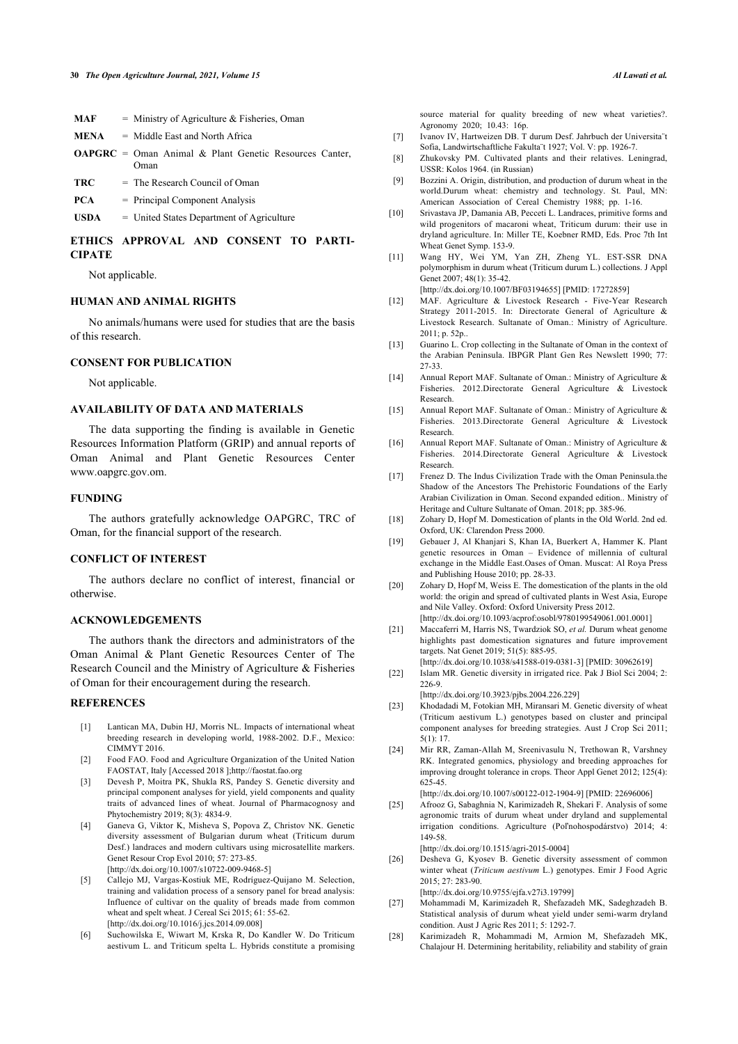| | | |
|---|---|---|
| **MAF** | = | Ministry of Agriculture & Fisheries, Oman |
| **MENA** | = | Middle East and North Africa |
| **OAPGRC** | = | Oman Animal & Plant Genetic Resources Canter, Oman |
| **TRC** | = | The Research Council of Oman |
| **PCA** | = | Principal Component Analysis |
| **USDA** | = | United States Department of Agriculture |

## ETHICS APPROVAL AND CONSENT TO PARTICIPATE

Not applicable.

## HUMAN AND ANIMAL RIGHTS

No animals/humans were used for studies that are the basis of this research.

## CONSENT FOR PUBLICATION

Not applicable.

## AVAILABILITY OF DATA AND MATERIALS

The data supporting the finding is available in Genetic Resources Information Platform (GRIP) and annual reports of Oman Animal and Plant Genetic Resources Center www.oapgrc.gov.om.

## FUNDING

The authors gratefully acknowledge OAPGRC, TRC of Oman, for the financial support of the research.

## CONFLICT OF INTEREST

The authors declare no conflict of interest, financial or otherwise.

## ACKNOWLEDGEMENTS

The authors thank the directors and administrators of the Oman Animal & Plant Genetic Resources Center of The Research Council and the Ministry of Agriculture & Fisheries of Oman for their encouragement during the research.

## REFERENCES

[1] Lantican MA, Dubin HJ, Morris NL. Impacts of international wheat breeding research in developing world, 1988-2002. D.F., Mexico: CIMMYT 2016.

[2] Food FAO. Food and Agriculture Organization of the United Nation FAOSTAT, Italy [Accessed 2018 ];http://faostat.fao.org

[3] Devesh P, Moitra PK, Shukla RS, Pandey S. Genetic diversity and principal component analyses for yield, yield components and quality traits of advanced lines of wheat. Journal of Pharmacognosy and Phytochemistry 2019; 8(3): 4834-9.

[4] Ganeva G, Viktor K, Misheva S, Popova Z, Christov NK. Genetic diversity assessment of Bulgarian durum wheat (Triticum durum Desf.) landraces and modern cultivars using microsatellite markers. Genet Resour Crop Evol 2010; 57: 273-85. [http://dx.doi.org/10.1007/s10722-009-9468-5]

[5] Callejo MJ, Vargas-Kostiuk ME, Rodriguez-Quijano M. Selection, training and validation process of a sensory panel for bread analysis: Influence of cultivar on the quality of breads made from common wheat and spelt wheat. J Cereal Sci 2015; 61: 55-62. [http://dx.doi.org/10.1016/j.jcs.2014.09.008]

[6] Suchowilska E, Wiwart M, Krska R, Do Kandler W. Do Triticum aestivum L. and Triticum spelta L. Hybrids constitute a promising source material for quality breeding of new wheat varieties?. Agronomy 2020; 10.43: 16p.

[7] Ivanov IV, Hartweizen DB. T durum Desf. Jahrbuch der Universita¨t Sofia, Landwirtschaftliche Fakulta¨t 1927; Vol. V: pp. 1926-7.

[8] Zhukovsky PM. Cultivated plants and their relatives. Leningrad, USSR: Kolos 1964. (in Russian)

[9] Bozzini A. Origin, distribution, and production of durum wheat in the world.Durum wheat: chemistry and technology. St. Paul, MN: American Association of Cereal Chemistry 1988; pp. 1-16.

[10] Srivastava JP, Damania AB, Pecceti L. Landraces, primitive forms and wild progenitors of macaroni wheat, Triticum durum: their use in dryland agriculture. In: Miller TE, Koebner RMD, Eds. Proc 7th Int Wheat Genet Symp. 153-9.

[11] Wang HY, Wei YM, Yan ZH, Zheng YL. EST-SSR DNA polymorphism in durum wheat (Triticum durum L.) collections. J Appl Genet 2007; 48(1): 35-42. [http://dx.doi.org/10.1007/BF03194655] [PMID: 17272859]

[12] MAF. Agriculture & Livestock Research - Five-Year Research Strategy 2011-2015. In: Directorate General of Agriculture & Livestock Research. Sultanate of Oman.: Ministry of Agriculture. 2011; p. 52p..

[13] Guarino L. Crop collecting in the Sultanate of Oman in the context of the Arabian Peninsula. IBPGR Plant Gen Res Newslett 1990; 77: 27-33.

[14] Annual Report MAF. Sultanate of Oman.: Ministry of Agriculture & Fisheries. 2012.Directorate General Agriculture & Livestock Research.

[15] Annual Report MAF. Sultanate of Oman.: Ministry of Agriculture & Fisheries. 2013.Directorate General Agriculture & Livestock Research.

[16] Annual Report MAF. Sultanate of Oman.: Ministry of Agriculture & Fisheries. 2014.Directorate General Agriculture & Livestock Research.

[17] Frenez D. The Indus Civilization Trade with the Oman Peninsula.the Shadow of the Ancestors The Prehistoric Foundations of the Early Arabian Civilization in Oman. Second expanded edition.. Ministry of Heritage and Culture Sultanate of Oman. 2018; pp. 385-96.

[18] Zohary D, Hopf M. Domestication of plants in the Old World. 2nd ed. Oxford, UK: Clarendon Press 2000.

[19] Gebauer J, Al Khanjari S, Khan IA, Buerkert A, Hammer K. Plant genetic resources in Oman – Evidence of millennia of cultural exchange in the Middle East.Oases of Oman. Muscat: Al Roya Press and Publishing House 2010; pp. 28-33.

[20] Zohary D, Hopf M, Weiss E. The domestication of the plants in the old world: the origin and spread of cultivated plants in West Asia, Europe and Nile Valley. Oxford: Oxford University Press 2012. [http://dx.doi.org/10.1093/acprof:osobl/9780199549061.001.0001]

[21] Maccaferri M, Harris NS, Twardziok SO, *et al.* Durum wheat genome highlights past domestication signatures and future improvement targets. Nat Genet 2019; 51(5): 885-95. [http://dx.doi.org/10.1038/s41588-019-0381-3] [PMID: 30962619]

[22] Islam MR. Genetic diversity in irrigated rice. Pak J Biol Sci 2004; 2: 226-9. [http://dx.doi.org/10.3923/pjbs.2004.226.229]

[23] Khodadadi M, Fotokian MH, Miransari M. Genetic diversity of wheat (Triticum aestivum L.) genotypes based on cluster and principal component analyses for breeding strategies. Aust J Crop Sci 2011; 5(1): 17.

[24] Mir RR, Zaman-Allah M, Sreenivasulu N, Trethowan R, Varshney RK. Integrated genomics, physiology and breeding approaches for improving drought tolerance in crops. Theor Appl Genet 2012; 125(4): 625-45. [http://dx.doi.org/10.1007/s00122-012-1904-9] [PMID: 22696006]

[25] Afrooz G, Sabaghnia N, Karimizadeh R, Shekari F. Analysis of some agronomic traits of durum wheat under dryland and supplemental irrigation conditions. Agriculture (Poľnohospodárstvo) 2014; 4: 149-58. [http://dx.doi.org/10.1515/agri-2015-0004]

[26] Desheva G, Kyosev B. Genetic diversity assessment of common winter wheat (*Triticum aestivum* L.) genotypes. Emir J Food Agric 2015; 27: 283-90. [http://dx.doi.org/10.9755/ejfa.v27i3.19799]

[27] Mohammadi M, Karimizadeh R, Shefazadeh MK, Sadeghzadeh B. Statistical analysis of durum wheat yield under semi-warm dryland condition. Aust J Agric Res 2011; 5: 1292-7.

[28] Karimizadeh R, Mohammadi M, Armion M, Shefazadeh MK, Chalajour H. Determining heritability, reliability and stability of grain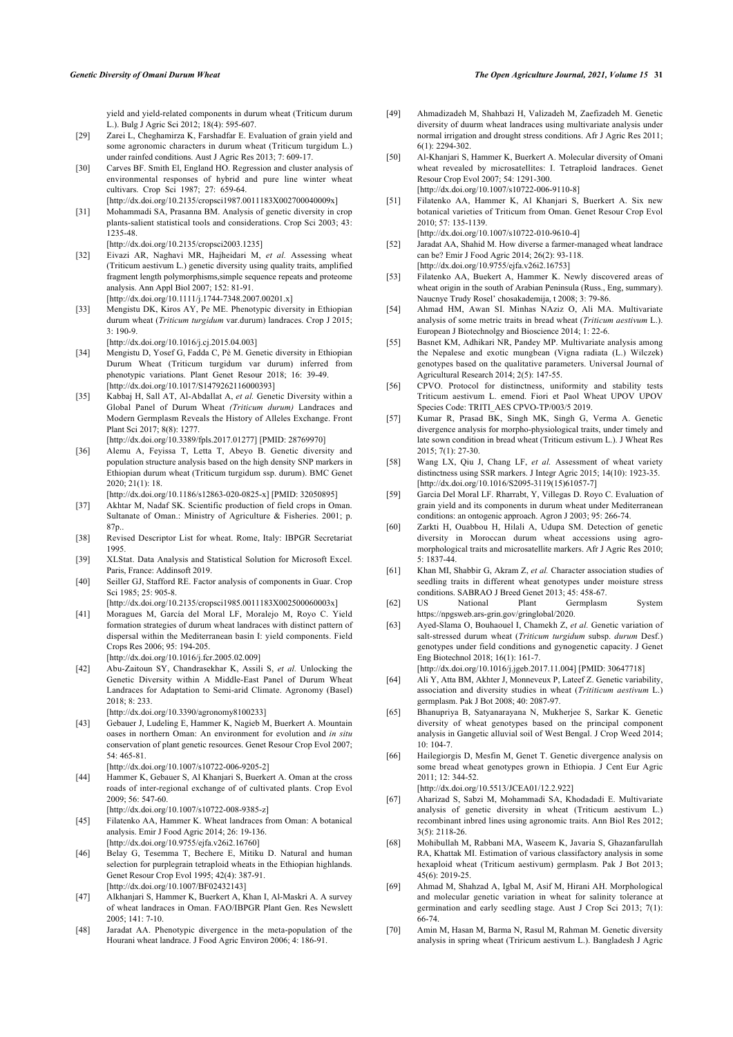yield and yield-related components in durum wheat (Triticum durum L.). Bulg J Agric Sci 2012; 18(4): 595-607.

[29] Zarei L, Cheghamirza K, Farshadfar E. Evaluation of grain yield and some agronomic characters in durum wheat (Triticum turgidum L.) under rainfed conditions. Aust J Agric Res 2013; 7: 609-17.

[30] Carves BF. Smith El, England HO. Regression and cluster analysis of environmental responses of hybrid and pure line winter wheat cultivars. Crop Sci 1987; 27: 659-64. [http://dx.doi.org/10.2135/cropsci1987.0011183X002700040009x]

[31] Mohammadi SA, Prasanna BM. Analysis of genetic diversity in crop plants-salient statistical tools and considerations. Crop Sci 2003; 43: 1235-48. [http://dx.doi.org/10.2135/cropsci2003.1235]

[32] Eivazi AR, Naghavi MR, Hajheidari M, *et al.* Assessing wheat (Triticum aestivum L.) genetic diversity using quality traits, amplified fragment length polymorphisms,simple sequence repeats and proteome analysis. Ann Appl Biol 2007; 152: 81-91. [http://dx.doi.org/10.1111/j.1744-7348.2007.00201.x]

[33] Mengistu DK, Kiros AY, Pe ME. Phenotypic diversity in Ethiopian durum wheat (*Triticum turgidum* var.durum) landraces. Crop J 2015; 3: 190-9. [http://dx.doi.org/10.1016/j.cj.2015.04.003]

[34] Mengistu D, Yosef G, Fadda C, Pè M. Genetic diversity in Ethiopian Durum Wheat (Triticum turgidum var durum) inferred from phenotypic variations. Plant Genet Resour 2018; 16: 39-49. [http://dx.doi.org/10.1017/S1479262116000393]

[35] Kabbaj H, Sall AT, Al-Abdallat A, *et al.* Genetic Diversity within a Global Panel of Durum Wheat *(Triticum durum)* Landraces and Modern Germplasm Reveals the History of Alleles Exchange. Front Plant Sci 2017; 8(8): 1277. [http://dx.doi.org/10.3389/fpls.2017.01277] [PMID: 28769970]

[36] Alemu A, Feyissa T, Letta T, Abeyo B. Genetic diversity and population structure analysis based on the high density SNP markers in Ethiopian durum wheat (Triticum turgidum ssp. durum). BMC Genet 2020; 21(1): 18. [http://dx.doi.org/10.1186/s12863-020-0825-x] [PMID: 32050895]

[37] Akhtar M, Nadaf SK. Scientific production of field crops in Oman. Sultanate of Oman.: Ministry of Agriculture & Fisheries. 2001; p. 87p..

[38] Revised Descriptor List for wheat. Rome, Italy: IBPGR Secretariat 1995.

[39] XLStat. Data Analysis and Statistical Solution for Microsoft Excel. Paris, France: Addinsoft 2019.

[40] Seiller GJ, Stafford RE. Factor analysis of components in Guar. Crop Sci 1985; 25: 905-8. [http://dx.doi.org/10.2135/cropsci1985.0011183X002500060003x]

[41] Moragues M, García del Moral LF, Moralejo M, Royo C. Yield formation strategies of durum wheat landraces with distinct pattern of dispersal within the Mediterranean basin I: yield components. Field Crops Res 2006; 95: 194-205. [http://dx.doi.org/10.1016/j.fcr.2005.02.009]

[42] Abu-Zaitoun SY, Chandrasekhar K, Assili S, *et al.* Unlocking the Genetic Diversity within A Middle-East Panel of Durum Wheat Landraces for Adaptation to Semi-arid Climate. Agronomy (Basel) 2018; 8: 233. [http://dx.doi.org/10.3390/agronomy8100233]

[43] Gebauer J, Ludeling E, Hammer K, Nagieb M, Buerkert A. Mountain oases in northern Oman: An environment for evolution and *in situ* conservation of plant genetic resources. Genet Resour Crop Evol 2007; 54: 465-81. [http://dx.doi.org/10.1007/s10722-006-9205-2]

[44] Hammer K, Gebauer S, Al Khanjari S, Buerkert A. Oman at the cross roads of inter-regional exchange of cultivated plants. Crop Evol 2009; 56: 547-60. [http://dx.doi.org/10.1007/s10722-008-9385-z]

[45] Filatenko AA, Hammer K. Wheat landraces from Oman: A botanical analysis. Emir J Food Agric 2014; 26: 19-136. [http://dx.doi.org/10.9755/ejfa.v26i2.16760]

[46] Belay G, Tesemma T, Bechere E, Mitiku D. Natural and human selection for purplegrain tetraploid wheats in the Ethiopian highlands. Genet Resour Crop Evol 1995; 42(4): 387-91. [http://dx.doi.org/10.1007/BF02432143]

[47] Alkhanjari S, Hammer K, Buerkert A, Khan I, Al-Maskri A. A survey of wheat landraces in Oman. FAO/IBPGR Plant Gen. Res Newslett 2005; 141: 7-10.

[48] Jaradat AA. Phenotypic divergence in the meta-population of the Hourani wheat landrace. J Food Agric Environ 2006; 4: 186-91.

[49] Ahmadizadeh M, Shahbazi H, Valizadeh M, Zaefizadeh M. Genetic diversity of duurm wheat landraces using multivariate analysis under normal irrigation and drought stress conditions. Afr J Agric Res 2011; 6(1): 2294-302.

[50] Al-Khanjari S, Hammer K, Buerkert A. Molecular diversity of Omani wheat revealed by microsatellites: I. Tetraploid landraces. Genet Resour Crop Evol 2007; 54: 1291-300. [http://dx.doi.org/10.1007/s10722-006-9110-8]

[51] Filatenko AA, Hammer K, Al Khanjari S, Buerkert A. Six new botanical varieties of Triticum from Oman. Genet Resour Crop Evol 2010; 57: 135-1139. [http://dx.doi.org/10.1007/s10722-010-9610-4]

[52] Jaradat AA, Shahid M. How diverse a farmer-managed wheat landrace can be? Emir J Food Agric 2014; 26(2): 93-118. [http://dx.doi.org/10.9755/ejfa.v26i2.16753]

[53] Filatenko AA, Buekert A, Hammer K. Newly discovered areas of wheat origin in the south of Arabian Peninsula (Russ., Eng, summary). Naucnye Trudy Rosel' chosakademija, t 2008; 3: 79-86.

[54] Ahmad HM, Awan SI. Minhas NAziz O, Ali MA. Multivariate analysis of some metric traits in bread wheat (*Triticum aestivum* L.). European J Biotechnolgy and Bioscience 2014; 1: 22-6.

[55] Basnet KM, Adhikari NR, Pandey MP. Multivariate analysis among the Nepalese and exotic mungbean (Vigna radiata (L.) Wilczek) genotypes based on the qualitative parameters. Universal Journal of Agricultural Research 2014; 2(5): 147-55.

[56] CPVO. Protocol for distinctness, uniformity and stability tests Triticum aestivum L. emend. Fiori et Paol Wheat UPOV UPOV Species Code: TRITI_AES CPVO-TP/003/5 2019.

[57] Kumar R, Prasad BK, Singh MK, Singh G, Verma A. Genetic divergence analysis for morpho-physiological traits, under timely and late sown condition in bread wheat (Triticum estivum L.). J Wheat Res 2015; 7(1): 27-30.

[58] Wang LX, Qiu J, Chang LF, *et al.* Assessment of wheat variety distinctness using SSR markers. J Integr Agric 2015; 14(10): 1923-35. [http://dx.doi.org/10.1016/S2095-3119(15)61057-7]

[59] Garcia Del Moral LF. Rharrabt, Y, Villegas D. Royo C. Evaluation of grain yield and its components in durum wheat under Mediterranean conditions: an ontogenic approach. Agron J 2003; 95: 266-74.

[60] Zarkti H, Ouabbou H, Hilali A, Udupa SM. Detection of genetic diversity in Moroccan durum wheat accessions using agro-morphological traits and microsatellite markers. Afr J Agric Res 2010; 5: 1837-44.

[61] Khan MI, Shabbir G, Akram Z, *et al.* Character association studies of seedling traits in different wheat genotypes under moisture stress conditions. SABRAO J Breed Genet 2013; 45: 458-67.

[62] US National Plant Germplasm System https://npgsweb.ars-grin.gov/gringlobal/2020.

[63] Ayed-Slama O, Bouhaouel I, Chamekh Z, *et al.* Genetic variation of salt-stressed durum wheat (*Triticum turgidum* subsp. *durum* Desf.) genotypes under field conditions and gynogenetic capacity. J Genet Eng Biotechnol 2018; 16(1): 161-7. [http://dx.doi.org/10.1016/j.jgeb.2017.11.004] [PMID: 30647718]

[64] Ali Y, Atta BM, Akhter J, Monneveux P, Lateef Z. Genetic variability, association and diversity studies in wheat (*Trititicum aestivum* L.) germplasm. Pak J Bot 2008; 40: 2087-97.

[65] Bhanupriya B, Satyanarayana N, Mukherjee S, Sarkar K. Genetic diversity of wheat genotypes based on the principal component analysis in Gangetic alluvial soil of West Bengal. J Crop Weed 2014; 10: 104-7.

[66] Hailegiorgis D, Mesfin M, Genet T. Genetic divergence analysis on some bread wheat genotypes grown in Ethiopia. J Cent Eur Agric 2011; 12: 344-52. [http://dx.doi.org/10.5513/JCEA01/12.2.922]

[67] Aharizad S, Sabzi M, Mohammadi SA, Khodadadi E. Multivariate analysis of genetic diversity in wheat (Triticum aestivum L.) recombinant inbred lines using agronomic traits. Ann Biol Res 2012; 3(5): 2118-26.

[68] Mohibullah M, Rabbani MA, Waseem K, Javaria S, Ghazanfarullah RA, Khattak MI. Estimation of various classifactory analysis in some hexaploid wheat (Triticum aestivum) germplasm. Pak J Bot 2013; 45(6): 2019-25.

[69] Ahmad M, Shahzad A, Igbal M, Asif M, Hirani AH. Morphological and molecular genetic variation in wheat for salinity tolerance at germination and early seedling stage. Aust J Crop Sci 2013; 7(1): 66-74.

[70] Amin M, Hasan M, Barma N, Rasul M, Rahman M. Genetic diversity analysis in spring wheat (Tiricum aestivum L.). Bangladesh J Agric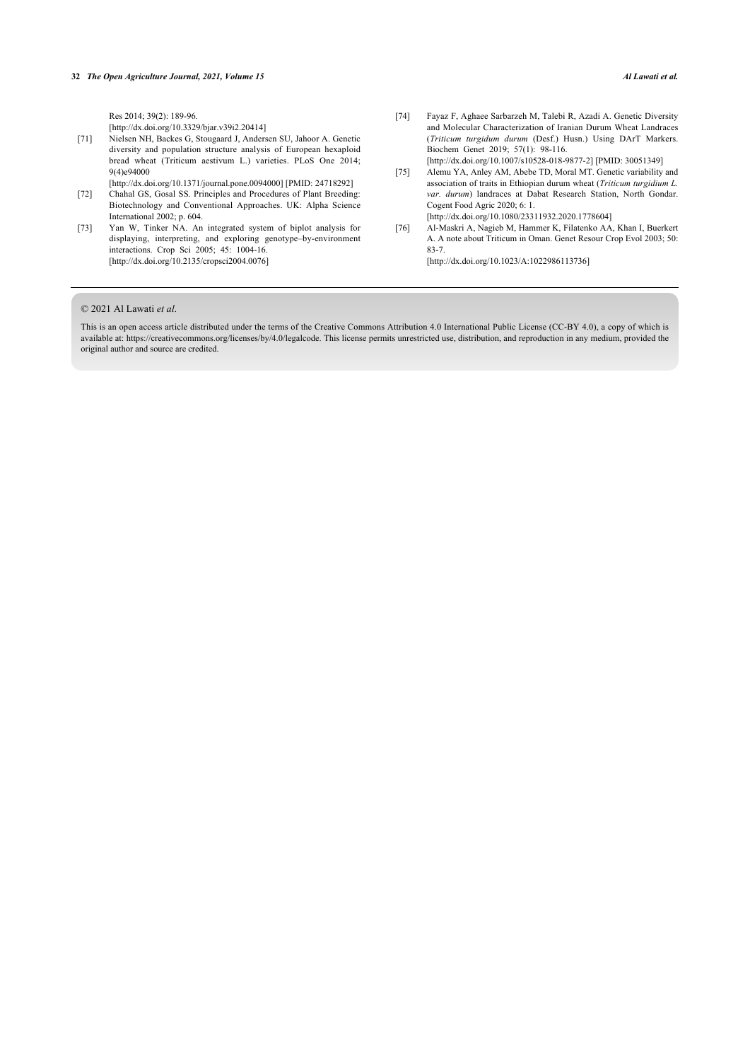Res 2014; 39(2): 189-96.
[http://dx.doi.org/10.3329/bjar.v39i2.20414]

[71] Nielsen NH, Backes G, Stougaard J, Andersen SU, Jahoor A. Genetic diversity and population structure analysis of European hexaploid bread wheat (Triticum aestivum L.) varieties. PLoS One 2014; 9(4)e94000
[http://dx.doi.org/10.1371/journal.pone.0094000] [PMID: 24718292]

[72] Chahal GS, Gosal SS. Principles and Procedures of Plant Breeding: Biotechnology and Conventional Approaches. UK: Alpha Science International 2002; p. 604.

[73] Yan W, Tinker NA. An integrated system of biplot analysis for displaying, interpreting, and exploring genotype–by-environment interactions. Crop Sci 2005; 45: 1004-16.
[http://dx.doi.org/10.2135/cropsci2004.0076]

[74] Fayaz F, Aghaee Sarbarzeh M, Talebi R, Azadi A. Genetic Diversity and Molecular Characterization of Iranian Durum Wheat Landraces (*Triticum turgidum durum* (Desf.) Husn.) Using DArT Markers. Biochem Genet 2019; 57(1): 98-116.
[http://dx.doi.org/10.1007/s10528-018-9877-2] [PMID: 30051349]

[75] Alemu YA, Anley AM, Abebe TD, Moral MT. Genetic variability and association of traits in Ethiopian durum wheat (*Triticum turgidium L. var. durum*) landraces at Dabat Research Station, North Gondar. Cogent Food Agric 2020; 6: 1.
[http://dx.doi.org/10.1080/23311932.2020.1778604]

[76] Al-Maskri A, Nagieb M, Hammer K, Filatenko AA, Khan I, Buerkert A. A note about Triticum in Oman. Genet Resour Crop Evol 2003; 50: 83-7.
[http://dx.doi.org/10.1023/A:1022986113736]

© 2021 Al Lawati *et al*.

This is an open access article distributed under the terms of the Creative Commons Attribution 4.0 International Public License (CC-BY 4.0), a copy of which is available at: https://creativecommons.org/licenses/by/4.0/legalcode. This license permits unrestricted use, distribution, and reproduction in any medium, provided the original author and source are credited.